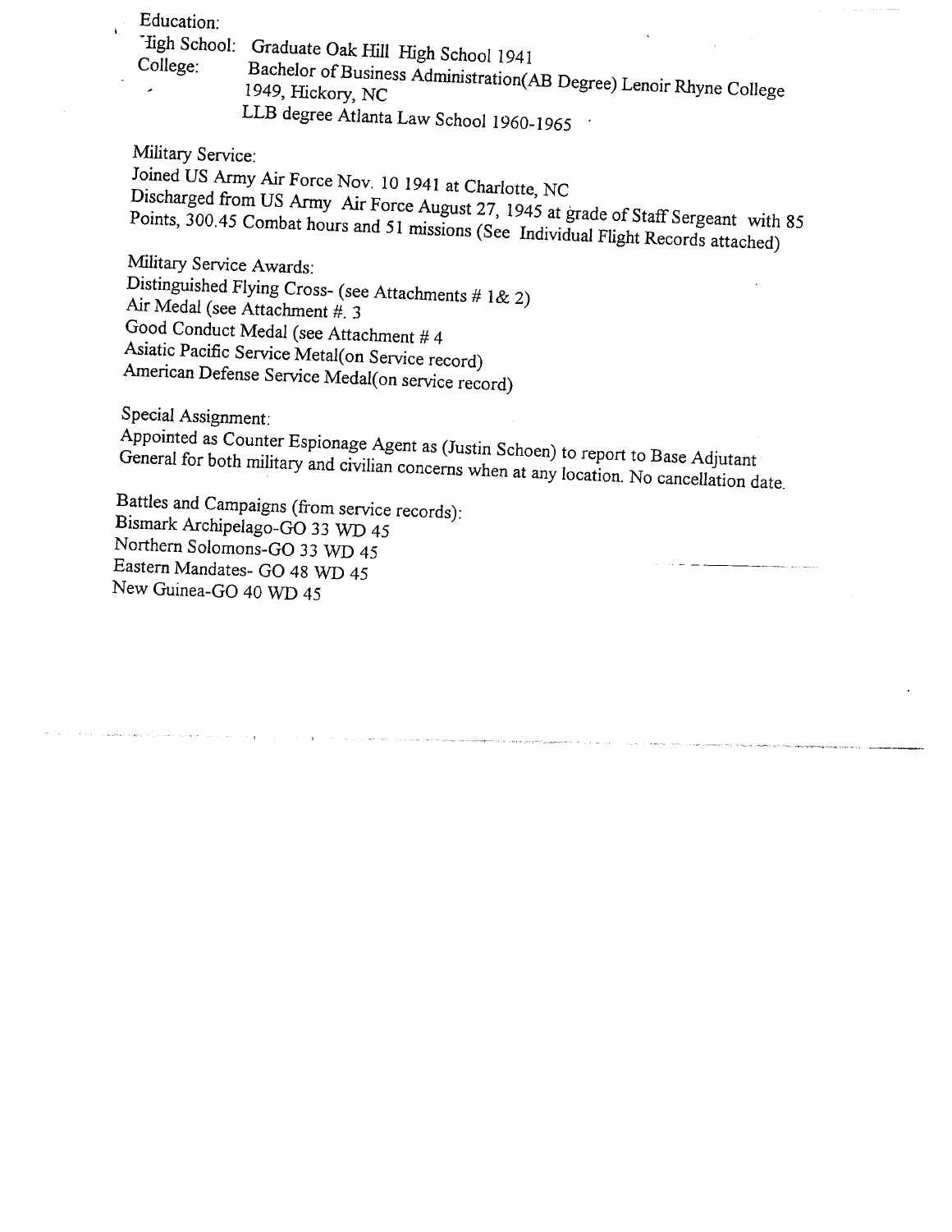Education:

High School: Graduate Oak Hill High School 1941

College: Bachelor of Business Administration(AB Degree) Lenoir Rhyne College 1949, Hickory, NC

LLB degree Atlanta Law School 1960-1965

Military Service:

Joined US Army Air Force Nov. 10 1941 at Charlotte, NC
Discharged from US Army Air Force August 27, 1945 at grade of Staff Sergeant with 85 Points, 300.45 Combat hours and 51 missions (See Individual Flight Records attached)

Military Service Awards:

Distinguished Flying Cross- (see Attachments # 1& 2)
Air Medal (see Attachment #. 3
Good Conduct Medal (see Attachment # 4
Asiatic Pacific Service Metal(on Service record)
American Defense Service Medal(on service record)

Special Assignment:

Appointed as Counter Espionage Agent as (Justin Schoen) to report to Base Adjutant General for both military and civilian concerns when at any location. No cancellation date.

Battles and Campaigns (from service records):

Bismark Archipelago-GO 33 WD 45
Northern Solomons-GO 33 WD 45
Eastern Mandates- GO 48 WD 45
New Guinea-GO 40 WD 45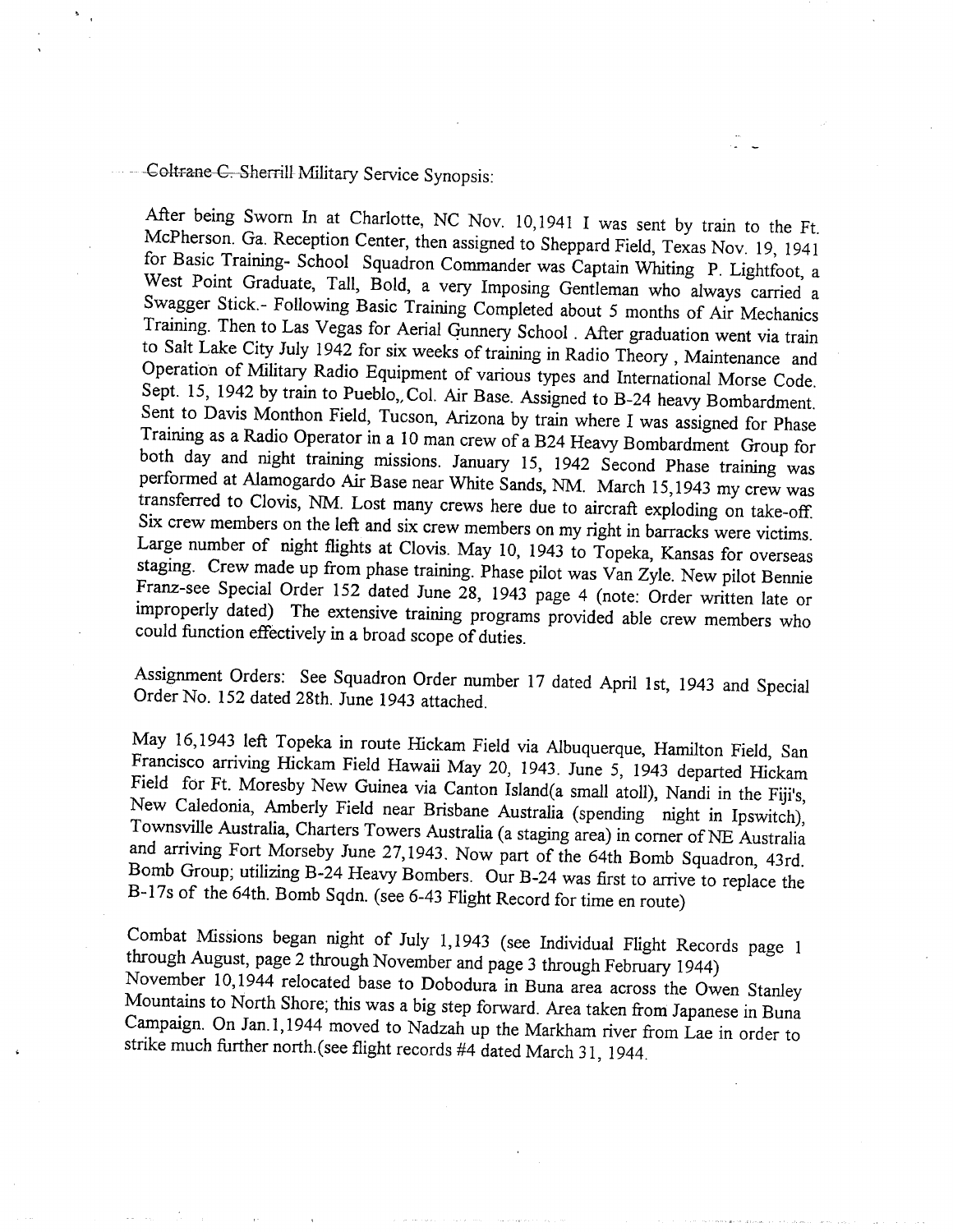Coltrane C. Sherrill Military Service Synopsis:

After being Sworn In at Charlotte, NC Nov. 10,1941 I was sent by train to the Ft. McPherson. Ga. Reception Center, then assigned to Sheppard Field, Texas Nov. 19, 1941 for Basic Training- School Squadron Commander was Captain Whiting P. Lightfoot, a West Point Graduate, Tall, Bold, a very Imposing Gentleman who always carried a Swagger Stick.- Following Basic Training Completed about 5 months of Air Mechanics Training. Then to Las Vegas for Aerial Gunnery School . After graduation went via train to Salt Lake City July 1942 for six weeks of training in Radio Theory , Maintenance and Operation of Military Radio Equipment of various types and International Morse Code. Sept. 15, 1942 by train to Pueblo,, Col. Air Base. Assigned to B-24 heavy Bombardment. Sent to Davis Monthon Field, Tucson, Arizona by train where I was assigned for Phase Training as a Radio Operator in a 10 man crew of a B24 Heavy Bombardment Group for both day and night training missions. January 15, 1942 Second Phase training was performed at Alamogardo Air Base near White Sands, NM. March 15,1943 my crew was transferred to Clovis, NM. Lost many crews here due to aircraft exploding on take-off. Six crew members on the left and six crew members on my right in barracks were victims. Large number of night flights at Clovis. May 10, 1943 to Topeka, Kansas for overseas staging. Crew made up from phase training. Phase pilot was Van Zyle. New pilot Bennie Franz-see Special Order 152 dated June 28, 1943 page 4 (note: Order written late or improperly dated) The extensive training programs provided able crew members who could function effectively in a broad scope of duties.

Assignment Orders: See Squadron Order number 17 dated April 1st, 1943 and Special Order No. 152 dated 28th. June 1943 attached.

May 16,1943 left Topeka in route Hickam Field via Albuquerque, Hamilton Field, San Francisco arriving Hickam Field Hawaii May 20, 1943. June 5, 1943 departed Hickam Field for Ft. Moresby New Guinea via Canton Island(a small atoll), Nandi in the Fiji's, New Caledonia, Amberly Field near Brisbane Australia (spending night in Ipswitch), Townsville Australia, Charters Towers Australia (a staging area) in corner of NE Australia and arriving Fort Morseby June 27,1943. Now part of the 64th Bomb Squadron, 43rd. Bomb Group; utilizing B-24 Heavy Bombers. Our B-24 was first to arrive to replace the B-17s of the 64th. Bomb Sqdn. (see 6-43 Flight Record for time en route)

Combat Missions began night of July 1,1943 (see Individual Flight Records page 1 through August, page 2 through November and page 3 through February 1944)
November 10,1944 relocated base to Dobodura in Buna area across the Owen Stanley Mountains to North Shore; this was a big step forward. Area taken from Japanese in Buna Campaign. On Jan.1,1944 moved to Nadzah up the Markham river from Lae in order to strike much further north.(see flight records #4 dated March 31, 1944.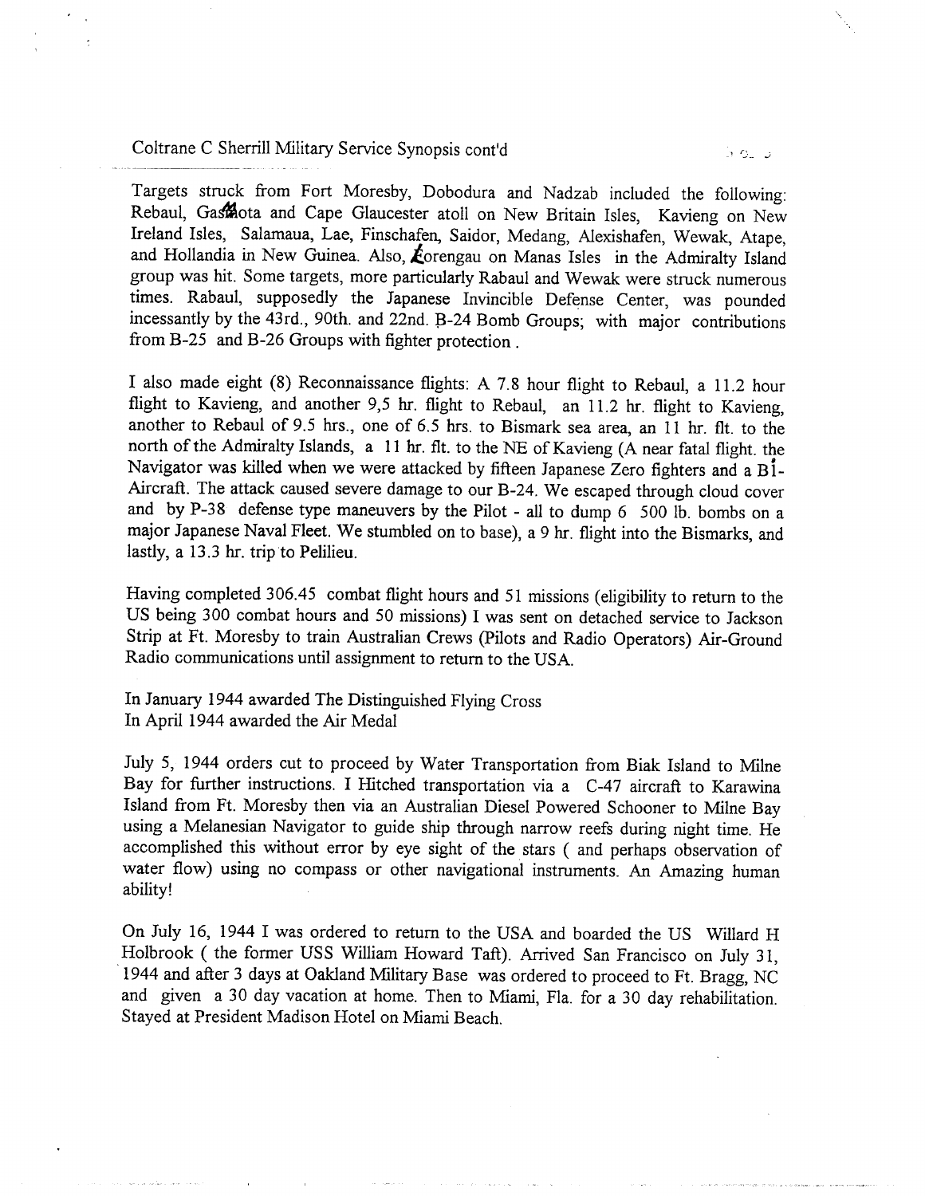Coltrane C Sherrill Military Service Synopsis cont'd

Targets struck from Fort Moresby, Dobodura and Nadzab included the following: Rebaul, Gasmota and Cape Glaucester atoll on New Britain Isles, Kavieng on New Ireland Isles, Salamaua, Lae, Finschafen, Saidor, Medang, Alexishafen, Wewak, Atape, and Hollandia in New Guinea. Also, Lorengau on Manas Isles in the Admiralty Island group was hit. Some targets, more particularly Rabaul and Wewak were struck numerous times. Rabaul, supposedly the Japanese Invincible Defense Center, was pounded incessantly by the 43rd., 90th. and 22nd. B-24 Bomb Groups; with major contributions from B-25 and B-26 Groups with fighter protection.

I also made eight (8) Reconnaissance flights: A 7.8 hour flight to Rebaul, a 11.2 hour flight to Kavieng, and another 9,5 hr. flight to Rebaul, an 11.2 hr. flight to Kavieng, another to Rebaul of 9.5 hrs., one of 6.5 hrs. to Bismark sea area, an 11 hr. flt. to the north of the Admiralty Islands, a 11 hr. flt. to the NE of Kavieng (A near fatal flight. the Navigator was killed when we were attacked by fifteen Japanese Zero fighters and a Bi-Aircraft. The attack caused severe damage to our B-24. We escaped through cloud cover and by P-38 defense type maneuvers by the Pilot - all to dump 6 500 lb. bombs on a major Japanese Naval Fleet. We stumbled on to base), a 9 hr. flight into the Bismarks, and lastly, a 13.3 hr. trip to Pelilieu.

Having completed 306.45 combat flight hours and 51 missions (eligibility to return to the US being 300 combat hours and 50 missions) I was sent on detached service to Jackson Strip at Ft. Moresby to train Australian Crews (Pilots and Radio Operators) Air-Ground Radio communications until assignment to return to the USA.

In January 1944 awarded The Distinguished Flying Cross
In April 1944 awarded the Air Medal

July 5, 1944 orders cut to proceed by Water Transportation from Biak Island to Milne Bay for further instructions. I Hitched transportation via a C-47 aircraft to Karawina Island from Ft. Moresby then via an Australian Diesel Powered Schooner to Milne Bay using a Melanesian Navigator to guide ship through narrow reefs during night time. He accomplished this without error by eye sight of the stars ( and perhaps observation of water flow) using no compass or other navigational instruments. An Amazing human ability!

On July 16, 1944 I was ordered to return to the USA and boarded the US Willard H Holbrook ( the former USS William Howard Taft). Arrived San Francisco on July 31, 1944 and after 3 days at Oakland Military Base was ordered to proceed to Ft. Bragg, NC and given a 30 day vacation at home. Then to Miami, Fla. for a 30 day rehabilitation. Stayed at President Madison Hotel on Miami Beach.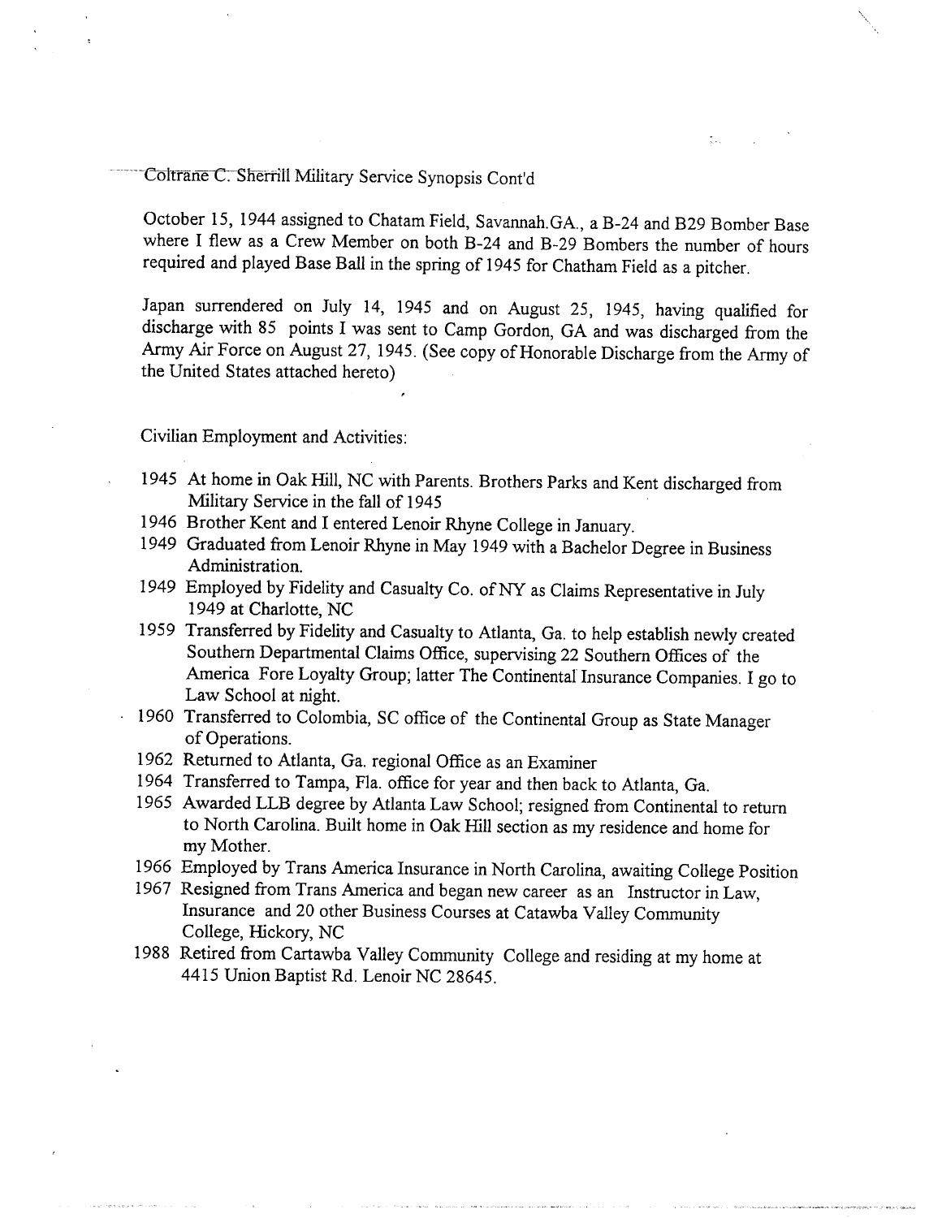Coltrane C. Sherrill Military Service Synopsis Cont'd

October 15, 1944 assigned to Chatam Field, Savannah.GA., a B-24 and B29 Bomber Base where I flew as a Crew Member on both B-24 and B-29 Bombers the number of hours required and played Base Ball in the spring of 1945 for Chatham Field as a pitcher.

Japan surrendered on July 14, 1945 and on August 25, 1945, having qualified for discharge with 85 points I was sent to Camp Gordon, GA and was discharged from the Army Air Force on August 27, 1945. (See copy of Honorable Discharge from the Army of the United States attached hereto)

Civilian Employment and Activities:

- 1945 At home in Oak Hill, NC with Parents. Brothers Parks and Kent discharged from Military Service in the fall of 1945
- 1946 Brother Kent and I entered Lenoir Rhyne College in January.
- 1949 Graduated from Lenoir Rhyne in May 1949 with a Bachelor Degree in Business Administration.
- 1949 Employed by Fidelity and Casualty Co. of NY as Claims Representative in July 1949 at Charlotte, NC
- 1959 Transferred by Fidelity and Casualty to Atlanta, Ga. to help establish newly created Southern Departmental Claims Office, supervising 22 Southern Offices of the America Fore Loyalty Group; latter The Continental Insurance Companies. I go to Law School at night.
- 1960 Transferred to Colombia, SC office of the Continental Group as State Manager of Operations.
- 1962 Returned to Atlanta, Ga. regional Office as an Examiner
- 1964 Transferred to Tampa, Fla. office for year and then back to Atlanta, Ga.
- 1965 Awarded LLB degree by Atlanta Law School; resigned from Continental to return to North Carolina. Built home in Oak Hill section as my residence and home for my Mother.
- 1966 Employed by Trans America Insurance in North Carolina, awaiting College Position
- 1967 Resigned from Trans America and began new career as an Instructor in Law, Insurance and 20 other Business Courses at Catawba Valley Community College, Hickory, NC
- 1988 Retired from Cartawba Valley Community College and residing at my home at 4415 Union Baptist Rd. Lenoir NC 28645.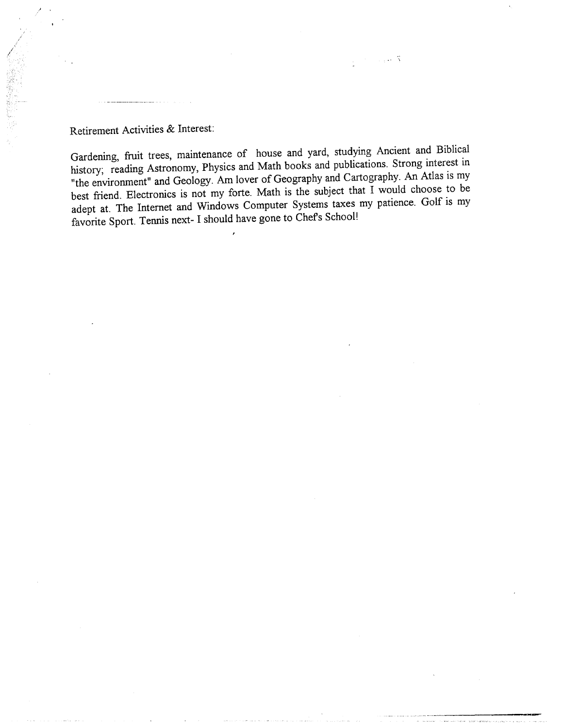Retirement Activities & Interest:

Gardening, fruit trees, maintenance of house and yard, studying Ancient and Biblical history; reading Astronomy, Physics and Math books and publications. Strong interest in "the environment" and Geology. Am lover of Geography and Cartography. An Atlas is my best friend. Electronics is not my forte. Math is the subject that I would choose to be adept at. The Internet and Windows Computer Systems taxes my patience. Golf is my favorite Sport. Tennis next- I should have gone to Chef's School!